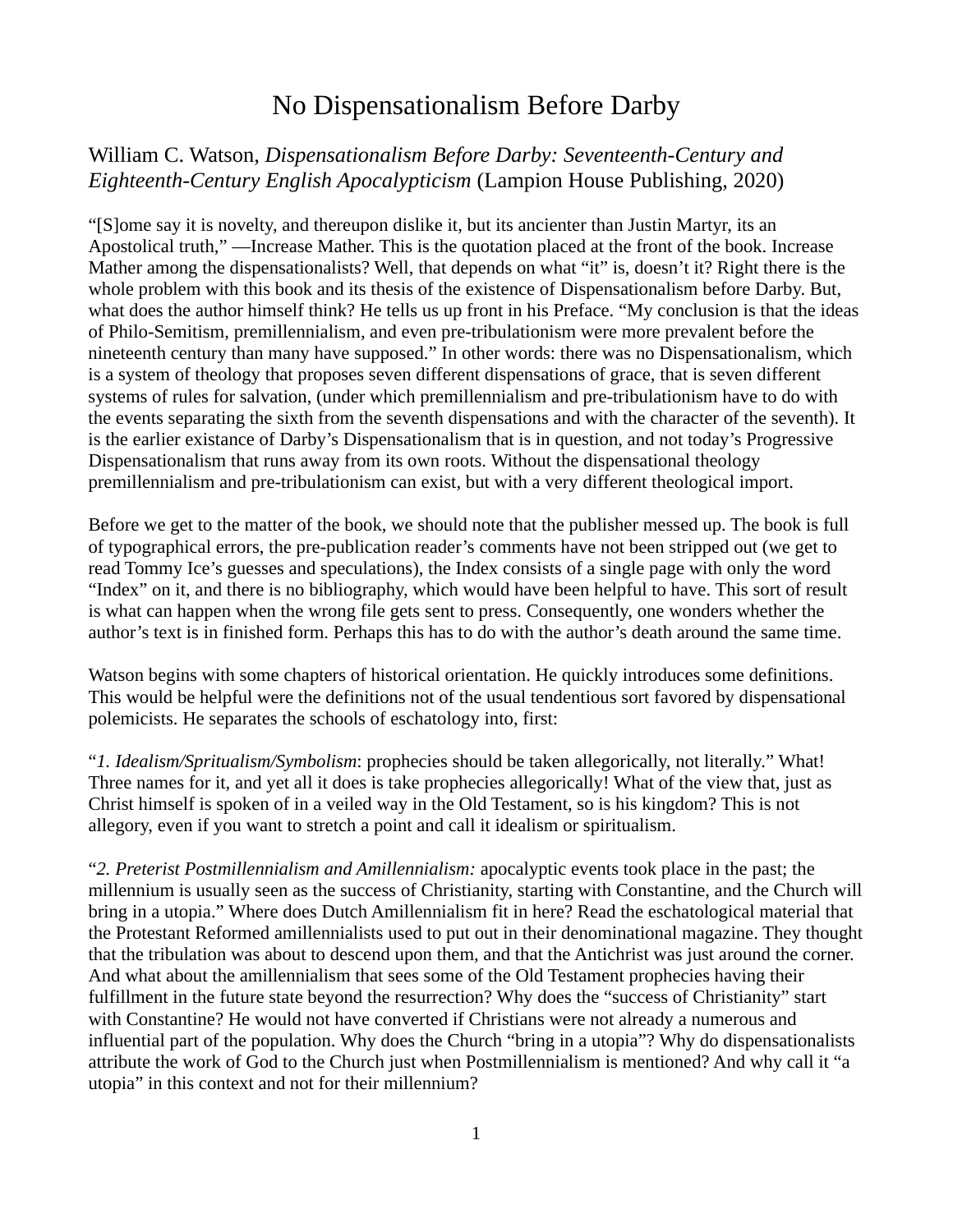# No Dispensationalism Before Darby

## William C. Watson, *Dispensationalism Before Darby: Seventeenth-Century and Eighteenth-Century English Apocalypticism* (Lampion House Publishing, 2020)

"[S]ome say it is novelty, and thereupon dislike it, but its ancienter than Justin Martyr, its an Apostolical truth," —Increase Mather. This is the quotation placed at the front of the book. Increase Mather among the dispensationalists? Well, that depends on what "it" is, doesn't it? Right there is the whole problem with this book and its thesis of the existence of Dispensationalism before Darby. But, what does the author himself think? He tells us up front in his Preface. "My conclusion is that the ideas of Philo-Semitism, premillennialism, and even pre-tribulationism were more prevalent before the nineteenth century than many have supposed." In other words: there was no Dispensationalism, which is a system of theology that proposes seven different dispensations of grace, that is seven different systems of rules for salvation, (under which premillennialism and pre-tribulationism have to do with the events separating the sixth from the seventh dispensations and with the character of the seventh). It is the earlier existance of Darby's Dispensationalism that is in question, and not today's Progressive Dispensationalism that runs away from its own roots. Without the dispensational theology premillennialism and pre-tribulationism can exist, but with a very different theological import.

Before we get to the matter of the book, we should note that the publisher messed up. The book is full of typographical errors, the pre-publication reader's comments have not been stripped out (we get to read Tommy Ice's guesses and speculations), the Index consists of a single page with only the word "Index" on it, and there is no bibliography, which would have been helpful to have. This sort of result is what can happen when the wrong file gets sent to press. Consequently, one wonders whether the author's text is in finished form. Perhaps this has to do with the author's death around the same time.

Watson begins with some chapters of historical orientation. He quickly introduces some definitions. This would be helpful were the definitions not of the usual tendentious sort favored by dispensational polemicists. He separates the schools of eschatology into, first:

"*1. Idealism/Spritualism/Symbolism*: prophecies should be taken allegorically, not literally." What! Three names for it, and yet all it does is take prophecies allegorically! What of the view that, just as Christ himself is spoken of in a veiled way in the Old Testament, so is his kingdom? This is not allegory, even if you want to stretch a point and call it idealism or spiritualism.

"*2. Preterist Postmillennialism and Amillennialism:* apocalyptic events took place in the past; the millennium is usually seen as the success of Christianity, starting with Constantine, and the Church will bring in a utopia." Where does Dutch Amillennialism fit in here? Read the eschatological material that the Protestant Reformed amillennialists used to put out in their denominational magazine. They thought that the tribulation was about to descend upon them, and that the Antichrist was just around the corner. And what about the amillennialism that sees some of the Old Testament prophecies having their fulfillment in the future state beyond the resurrection? Why does the "success of Christianity" start with Constantine? He would not have converted if Christians were not already a numerous and influential part of the population. Why does the Church "bring in a utopia"? Why do dispensationalists attribute the work of God to the Church just when Postmillennialism is mentioned? And why call it "a utopia" in this context and not for their millennium?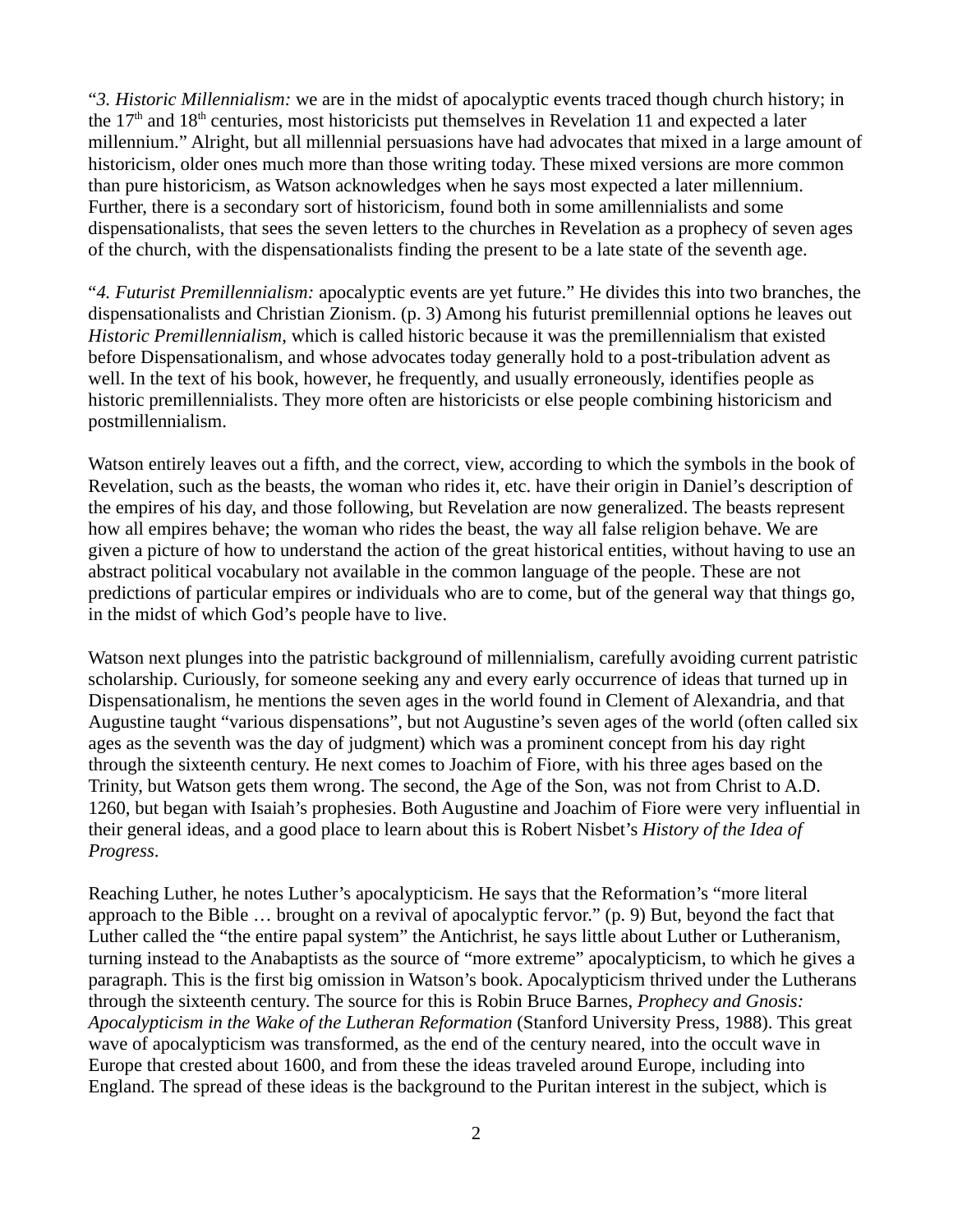"*3. Historic Millennialism:* we are in the midst of apocalyptic events traced though church history; in the 17th and 18th centuries, most historicists put themselves in Revelation 11 and expected a later millennium." Alright, but all millennial persuasions have had advocates that mixed in a large amount of historicism, older ones much more than those writing today. These mixed versions are more common than pure historicism, as Watson acknowledges when he says most expected a later millennium. Further, there is a secondary sort of historicism, found both in some amillennialists and some dispensationalists, that sees the seven letters to the churches in Revelation as a prophecy of seven ages of the church, with the dispensationalists finding the present to be a late state of the seventh age.

"*4. Futurist Premillennialism:* apocalyptic events are yet future." He divides this into two branches, the dispensationalists and Christian Zionism. (p. 3) Among his futurist premillennial options he leaves out *Historic Premillennialism*, which is called historic because it was the premillennialism that existed before Dispensationalism, and whose advocates today generally hold to a post-tribulation advent as well. In the text of his book, however, he frequently, and usually erroneously, identifies people as historic premillennialists. They more often are historicists or else people combining historicism and postmillennialism.

Watson entirely leaves out a fifth, and the correct, view, according to which the symbols in the book of Revelation, such as the beasts, the woman who rides it, etc. have their origin in Daniel's description of the empires of his day, and those following, but Revelation are now generalized. The beasts represent how all empires behave; the woman who rides the beast, the way all false religion behave. We are given a picture of how to understand the action of the great historical entities, without having to use an abstract political vocabulary not available in the common language of the people. These are not predictions of particular empires or individuals who are to come, but of the general way that things go, in the midst of which God's people have to live.

Watson next plunges into the patristic background of millennialism, carefully avoiding current patristic scholarship. Curiously, for someone seeking any and every early occurrence of ideas that turned up in Dispensationalism, he mentions the seven ages in the world found in Clement of Alexandria, and that Augustine taught "various dispensations", but not Augustine's seven ages of the world (often called six ages as the seventh was the day of judgment) which was a prominent concept from his day right through the sixteenth century. He next comes to Joachim of Fiore, with his three ages based on the Trinity, but Watson gets them wrong. The second, the Age of the Son, was not from Christ to A.D. 1260, but began with Isaiah's prophesies. Both Augustine and Joachim of Fiore were very influential in their general ideas, and a good place to learn about this is Robert Nisbet's *History of the Idea of Progress*.

Reaching Luther, he notes Luther's apocalypticism. He says that the Reformation's "more literal approach to the Bible … brought on a revival of apocalyptic fervor." (p. 9) But, beyond the fact that Luther called the "the entire papal system" the Antichrist, he says little about Luther or Lutheranism, turning instead to the Anabaptists as the source of "more extreme" apocalypticism, to which he gives a paragraph. This is the first big omission in Watson's book. Apocalypticism thrived under the Lutherans through the sixteenth century. The source for this is Robin Bruce Barnes, *Prophecy and Gnosis: Apocalypticism in the Wake of the Lutheran Reformation* (Stanford University Press, 1988). This great wave of apocalypticism was transformed, as the end of the century neared, into the occult wave in Europe that crested about 1600, and from these the ideas traveled around Europe, including into England. The spread of these ideas is the background to the Puritan interest in the subject, which is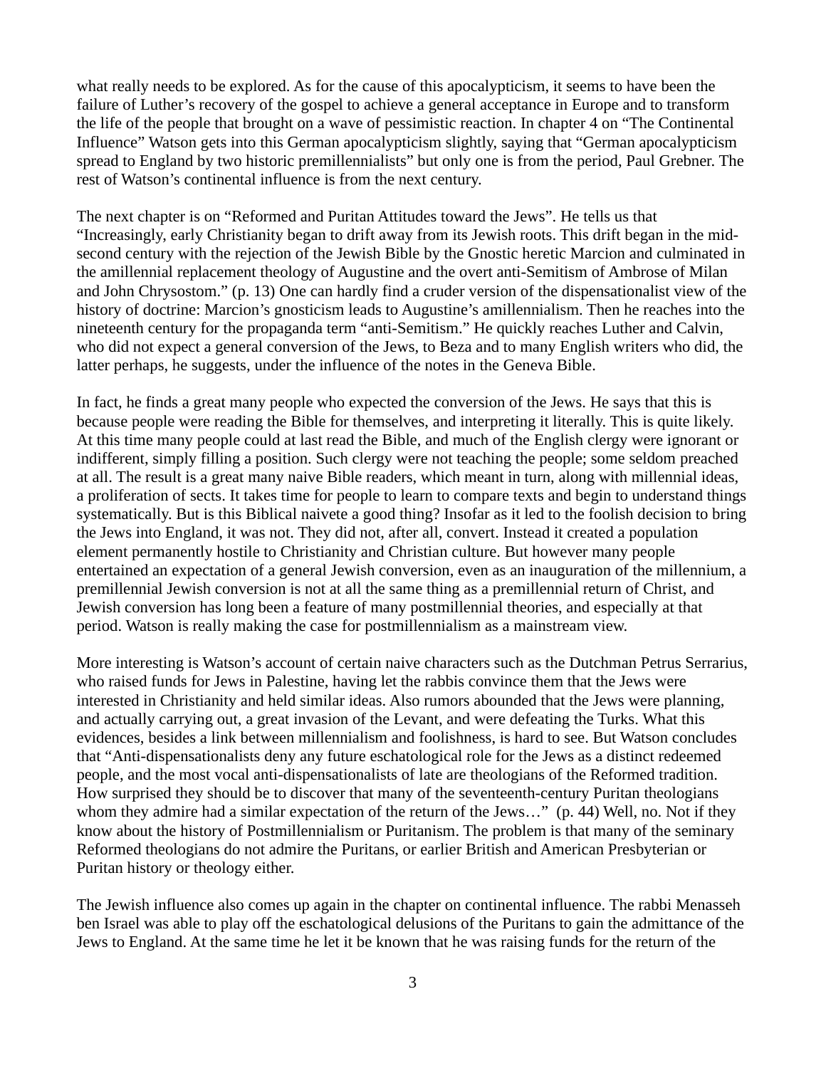what really needs to be explored. As for the cause of this apocalypticism, it seems to have been the failure of Luther's recovery of the gospel to achieve a general acceptance in Europe and to transform the life of the people that brought on a wave of pessimistic reaction. In chapter 4 on "The Continental Influence" Watson gets into this German apocalypticism slightly, saying that "German apocalypticism spread to England by two historic premillennialists" but only one is from the period, Paul Grebner. The rest of Watson's continental influence is from the next century.

The next chapter is on "Reformed and Puritan Attitudes toward the Jews". He tells us that "Increasingly, early Christianity began to drift away from its Jewish roots. This drift began in the mid-second century with the rejection of the Jewish Bible by the Gnostic heretic Marcion and culminated in the amillennial replacement theology of Augustine and the overt anti-Semitism of Ambrose of Milan and John Chrysostom." (p. 13) One can hardly find a cruder version of the dispensationalist view of the history of doctrine: Marcion's gnosticism leads to Augustine's amillennialism. Then he reaches into the nineteenth century for the propaganda term "anti-Semitism." He quickly reaches Luther and Calvin, who did not expect a general conversion of the Jews, to Beza and to many English writers who did, the latter perhaps, he suggests, under the influence of the notes in the Geneva Bible.

In fact, he finds a great many people who expected the conversion of the Jews. He says that this is because people were reading the Bible for themselves, and interpreting it literally. This is quite likely. At this time many people could at last read the Bible, and much of the English clergy were ignorant or indifferent, simply filling a position. Such clergy were not teaching the people; some seldom preached at all. The result is a great many naive Bible readers, which meant in turn, along with millennial ideas, a proliferation of sects. It takes time for people to learn to compare texts and begin to understand things systematically. But is this Biblical naivete a good thing? Insofar as it led to the foolish decision to bring the Jews into England, it was not. They did not, after all, convert. Instead it created a population element permanently hostile to Christianity and Christian culture. But however many people entertained an expectation of a general Jewish conversion, even as an inauguration of the millennium, a premillennial Jewish conversion is not at all the same thing as a premillennial return of Christ, and Jewish conversion has long been a feature of many postmillennial theories, and especially at that period. Watson is really making the case for postmillennialism as a mainstream view.

More interesting is Watson's account of certain naive characters such as the Dutchman Petrus Serrarius, who raised funds for Jews in Palestine, having let the rabbis convince them that the Jews were interested in Christianity and held similar ideas. Also rumors abounded that the Jews were planning, and actually carrying out, a great invasion of the Levant, and were defeating the Turks. What this evidences, besides a link between millennialism and foolishness, is hard to see. But Watson concludes that "Anti-dispensationalists deny any future eschatological role for the Jews as a distinct redeemed people, and the most vocal anti-dispensationalists of late are theologians of the Reformed tradition. How surprised they should be to discover that many of the seventeenth-century Puritan theologians whom they admire had a similar expectation of the return of the Jews…" (p. 44) Well, no. Not if they know about the history of Postmillennialism or Puritanism. The problem is that many of the seminary Reformed theologians do not admire the Puritans, or earlier British and American Presbyterian or Puritan history or theology either.

The Jewish influence also comes up again in the chapter on continental influence. The rabbi Menasseh ben Israel was able to play off the eschatological delusions of the Puritans to gain the admittance of the Jews to England. At the same time he let it be known that he was raising funds for the return of the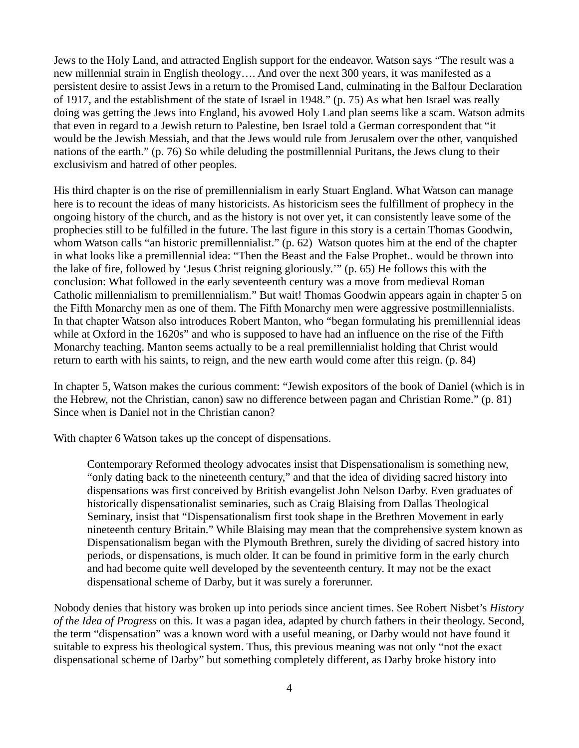Jews to the Holy Land, and attracted English support for the endeavor. Watson says "The result was a new millennial strain in English theology…. And over the next 300 years, it was manifested as a persistent desire to assist Jews in a return to the Promised Land, culminating in the Balfour Declaration of 1917, and the establishment of the state of Israel in 1948." (p. 75) As what ben Israel was really doing was getting the Jews into England, his avowed Holy Land plan seems like a scam. Watson admits that even in regard to a Jewish return to Palestine, ben Israel told a German correspondent that "it would be the Jewish Messiah, and that the Jews would rule from Jerusalem over the other, vanquished nations of the earth." (p. 76) So while deluding the postmillennial Puritans, the Jews clung to their exclusivism and hatred of other peoples.

His third chapter is on the rise of premillennialism in early Stuart England. What Watson can manage here is to recount the ideas of many historicists. As historicism sees the fulfillment of prophecy in the ongoing history of the church, and as the history is not over yet, it can consistently leave some of the prophecies still to be fulfilled in the future. The last figure in this story is a certain Thomas Goodwin, whom Watson calls "an historic premillennialist." (p. 62) Watson quotes him at the end of the chapter in what looks like a premillennial idea: "Then the Beast and the False Prophet.. would be thrown into the lake of fire, followed by 'Jesus Christ reigning gloriously.'" (p. 65) He follows this with the conclusion: What followed in the early seventeenth century was a move from medieval Roman Catholic millennialism to premillennialism." But wait! Thomas Goodwin appears again in chapter 5 on the Fifth Monarchy men as one of them. The Fifth Monarchy men were aggressive postmillennialists. In that chapter Watson also introduces Robert Manton, who "began formulating his premillennial ideas while at Oxford in the 1620s" and who is supposed to have had an influence on the rise of the Fifth Monarchy teaching. Manton seems actually to be a real premillennialist holding that Christ would return to earth with his saints, to reign, and the new earth would come after this reign. (p. 84)

In chapter 5, Watson makes the curious comment: "Jewish expositors of the book of Daniel (which is in the Hebrew, not the Christian, canon) saw no difference between pagan and Christian Rome." (p. 81) Since when is Daniel not in the Christian canon?

With chapter 6 Watson takes up the concept of dispensations.

> Contemporary Reformed theology advocates insist that Dispensationalism is something new, "only dating back to the nineteenth century," and that the idea of dividing sacred history into dispensations was first conceived by British evangelist John Nelson Darby. Even graduates of historically dispensationalist seminaries, such as Craig Blaising from Dallas Theological Seminary, insist that "Dispensationalism first took shape in the Brethren Movement in early nineteenth century Britain." While Blaising may mean that the comprehensive system known as Dispensationalism began with the Plymouth Brethren, surely the dividing of sacred history into periods, or dispensations, is much older. It can be found in primitive form in the early church and had become quite well developed by the seventeenth century. It may not be the exact dispensational scheme of Darby, but it was surely a forerunner.

Nobody denies that history was broken up into periods since ancient times. See Robert Nisbet's *History of the Idea of Progress* on this. It was a pagan idea, adapted by church fathers in their theology. Second, the term "dispensation" was a known word with a useful meaning, or Darby would not have found it suitable to express his theological system. Thus, this previous meaning was not only "not the exact dispensational scheme of Darby" but something completely different, as Darby broke history into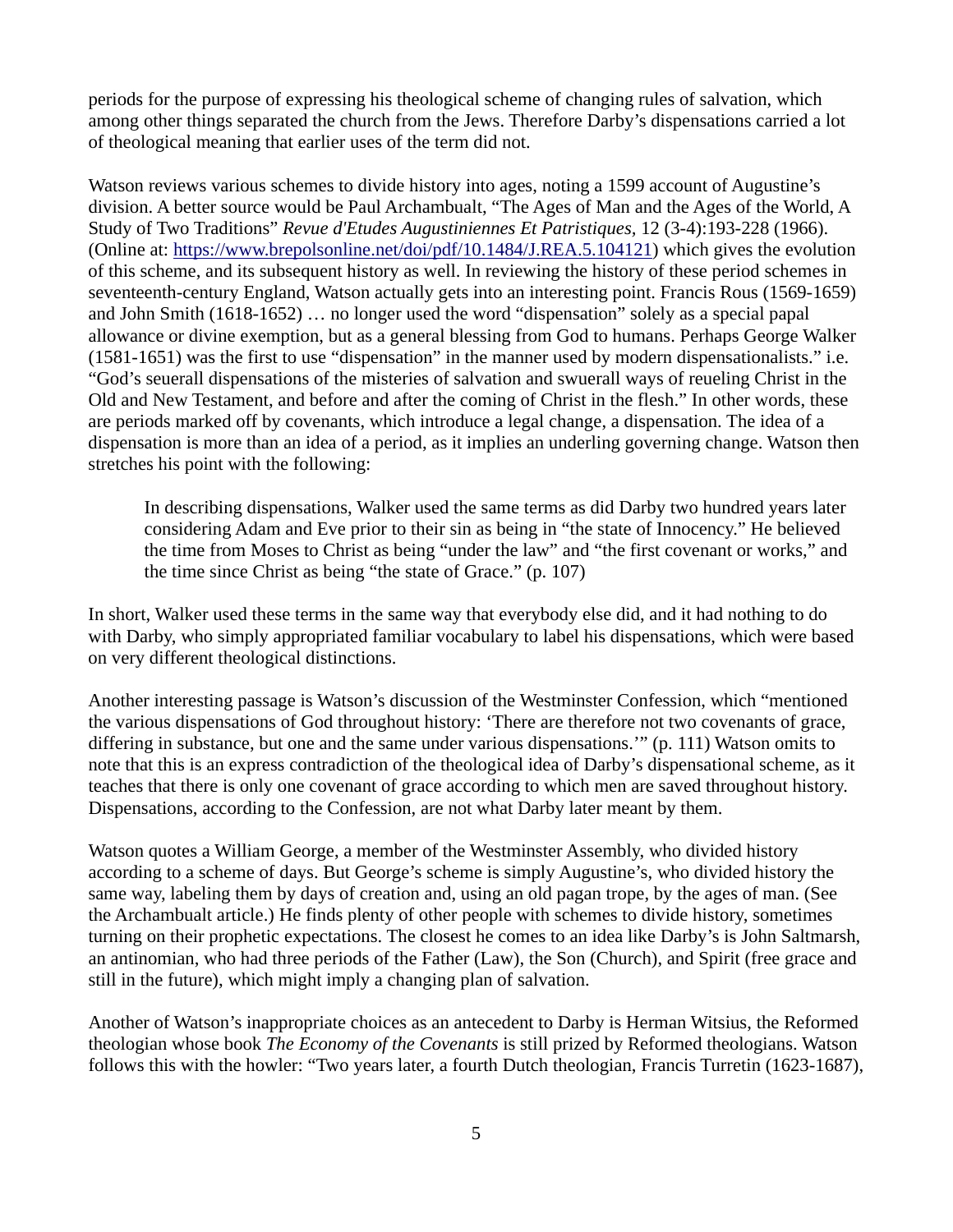periods for the purpose of expressing his theological scheme of changing rules of salvation, which among other things separated the church from the Jews. Therefore Darby's dispensations carried a lot of theological meaning that earlier uses of the term did not.

Watson reviews various schemes to divide history into ages, noting a 1599 account of Augustine's division. A better source would be Paul Archambualt, "The Ages of Man and the Ages of the World, A Study of Two Traditions" *Revue d'Etudes Augustiniennes Et Patristiques*, 12 (3-4):193-228 (1966). (Online at: https://www.brepolsonline.net/doi/pdf/10.1484/J.REA.5.104121) which gives the evolution of this scheme, and its subsequent history as well. In reviewing the history of these period schemes in seventeenth-century England, Watson actually gets into an interesting point. Francis Rous (1569-1659) and John Smith (1618-1652) … no longer used the word "dispensation" solely as a special papal allowance or divine exemption, but as a general blessing from God to humans. Perhaps George Walker (1581-1651) was the first to use "dispensation" in the manner used by modern dispensationalists." i.e. "God's seuerall dispensations of the misteries of salvation and swuerall ways of reueling Christ in the Old and New Testament, and before and after the coming of Christ in the flesh." In other words, these are periods marked off by covenants, which introduce a legal change, a dispensation. The idea of a dispensation is more than an idea of a period, as it implies an underling governing change. Watson then stretches his point with the following:

> In describing dispensations, Walker used the same terms as did Darby two hundred years later considering Adam and Eve prior to their sin as being in "the state of Innocency." He believed the time from Moses to Christ as being "under the law" and "the first covenant or works," and the time since Christ as being "the state of Grace." (p. 107)

In short, Walker used these terms in the same way that everybody else did, and it had nothing to do with Darby, who simply appropriated familiar vocabulary to label his dispensations, which were based on very different theological distinctions.

Another interesting passage is Watson's discussion of the Westminster Confession, which "mentioned the various dispensations of God throughout history: 'There are therefore not two covenants of grace, differing in substance, but one and the same under various dispensations.'" (p. 111) Watson omits to note that this is an express contradiction of the theological idea of Darby's dispensational scheme, as it teaches that there is only one covenant of grace according to which men are saved throughout history. Dispensations, according to the Confession, are not what Darby later meant by them.

Watson quotes a William George, a member of the Westminster Assembly, who divided history according to a scheme of days. But George's scheme is simply Augustine's, who divided history the same way, labeling them by days of creation and, using an old pagan trope, by the ages of man. (See the Archambualt article.) He finds plenty of other people with schemes to divide history, sometimes turning on their prophetic expectations. The closest he comes to an idea like Darby's is John Saltmarsh, an antinomian, who had three periods of the Father (Law), the Son (Church), and Spirit (free grace and still in the future), which might imply a changing plan of salvation.

Another of Watson's inappropriate choices as an antecedent to Darby is Herman Witsius, the Reformed theologian whose book *The Economy of the Covenants* is still prized by Reformed theologians. Watson follows this with the howler: "Two years later, a fourth Dutch theologian, Francis Turretin (1623-1687),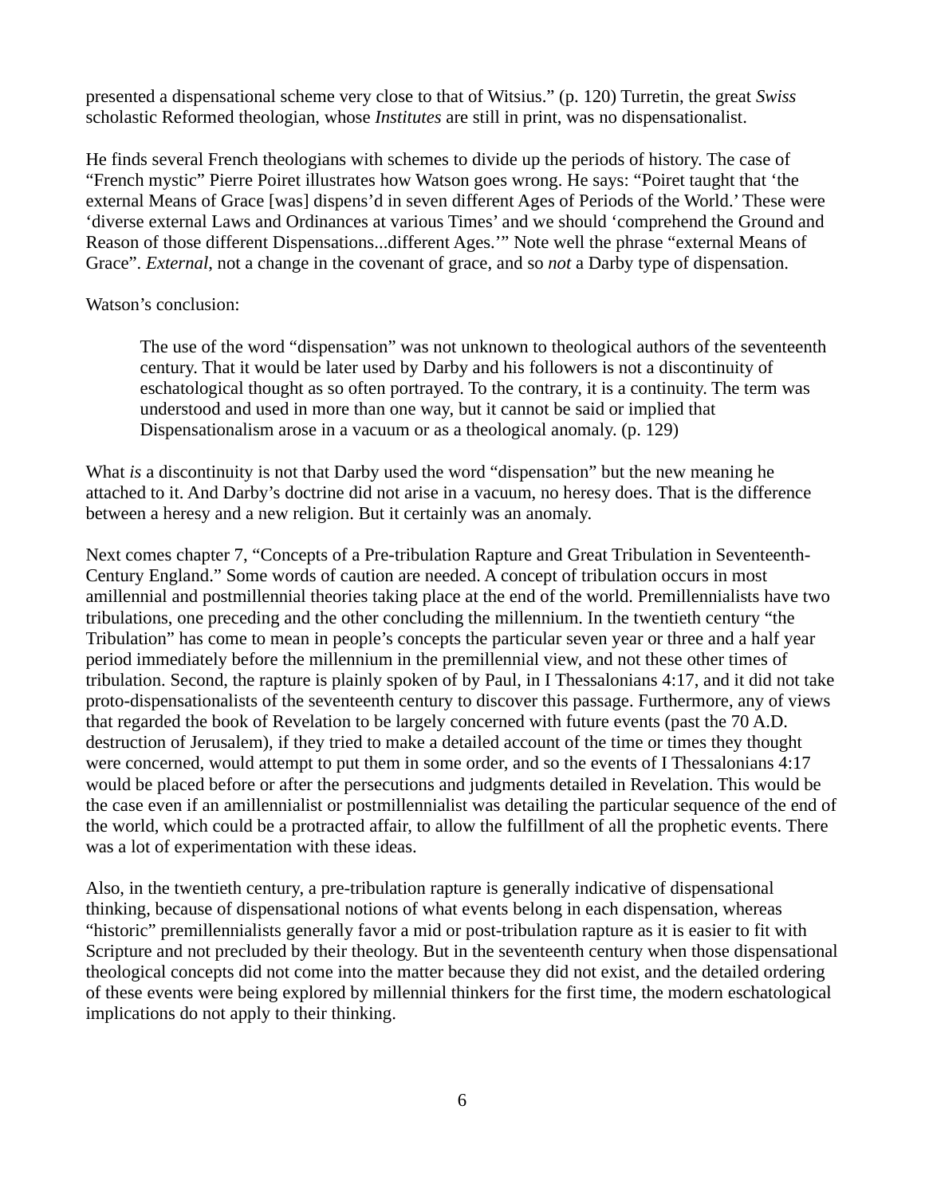presented a dispensational scheme very close to that of Witsius." (p. 120) Turretin, the great *Swiss* scholastic Reformed theologian, whose *Institutes* are still in print, was no dispensationalist.

He finds several French theologians with schemes to divide up the periods of history. The case of "French mystic" Pierre Poiret illustrates how Watson goes wrong. He says: "Poiret taught that 'the external Means of Grace [was] dispens'd in seven different Ages of Periods of the World.' These were 'diverse external Laws and Ordinances at various Times' and we should 'comprehend the Ground and Reason of those different Dispensations...different Ages.'" Note well the phrase "external Means of Grace". *External*, not a change in the covenant of grace, and so *not* a Darby type of dispensation.

Watson's conclusion:

> The use of the word "dispensation" was not unknown to theological authors of the seventeenth century. That it would be later used by Darby and his followers is not a discontinuity of eschatological thought as so often portrayed. To the contrary, it is a continuity. The term was understood and used in more than one way, but it cannot be said or implied that Dispensationalism arose in a vacuum or as a theological anomaly. (p. 129)

What *is* a discontinuity is not that Darby used the word "dispensation" but the new meaning he attached to it. And Darby's doctrine did not arise in a vacuum, no heresy does. That is the difference between a heresy and a new religion. But it certainly was an anomaly.

Next comes chapter 7, "Concepts of a Pre-tribulation Rapture and Great Tribulation in Seventeenth-Century England." Some words of caution are needed. A concept of tribulation occurs in most amillennial and postmillennial theories taking place at the end of the world. Premillennialists have two tribulations, one preceding and the other concluding the millennium. In the twentieth century "the Tribulation" has come to mean in people's concepts the particular seven year or three and a half year period immediately before the millennium in the premillennial view, and not these other times of tribulation. Second, the rapture is plainly spoken of by Paul, in I Thessalonians 4:17, and it did not take proto-dispensationalists of the seventeenth century to discover this passage. Furthermore, any of views that regarded the book of Revelation to be largely concerned with future events (past the 70 A.D. destruction of Jerusalem), if they tried to make a detailed account of the time or times they thought were concerned, would attempt to put them in some order, and so the events of I Thessalonians 4:17 would be placed before or after the persecutions and judgments detailed in Revelation. This would be the case even if an amillennialist or postmillennialist was detailing the particular sequence of the end of the world, which could be a protracted affair, to allow the fulfillment of all the prophetic events. There was a lot of experimentation with these ideas.

Also, in the twentieth century, a pre-tribulation rapture is generally indicative of dispensational thinking, because of dispensational notions of what events belong in each dispensation, whereas "historic" premillennialists generally favor a mid or post-tribulation rapture as it is easier to fit with Scripture and not precluded by their theology. But in the seventeenth century when those dispensational theological concepts did not come into the matter because they did not exist, and the detailed ordering of these events were being explored by millennial thinkers for the first time, the modern eschatological implications do not apply to their thinking.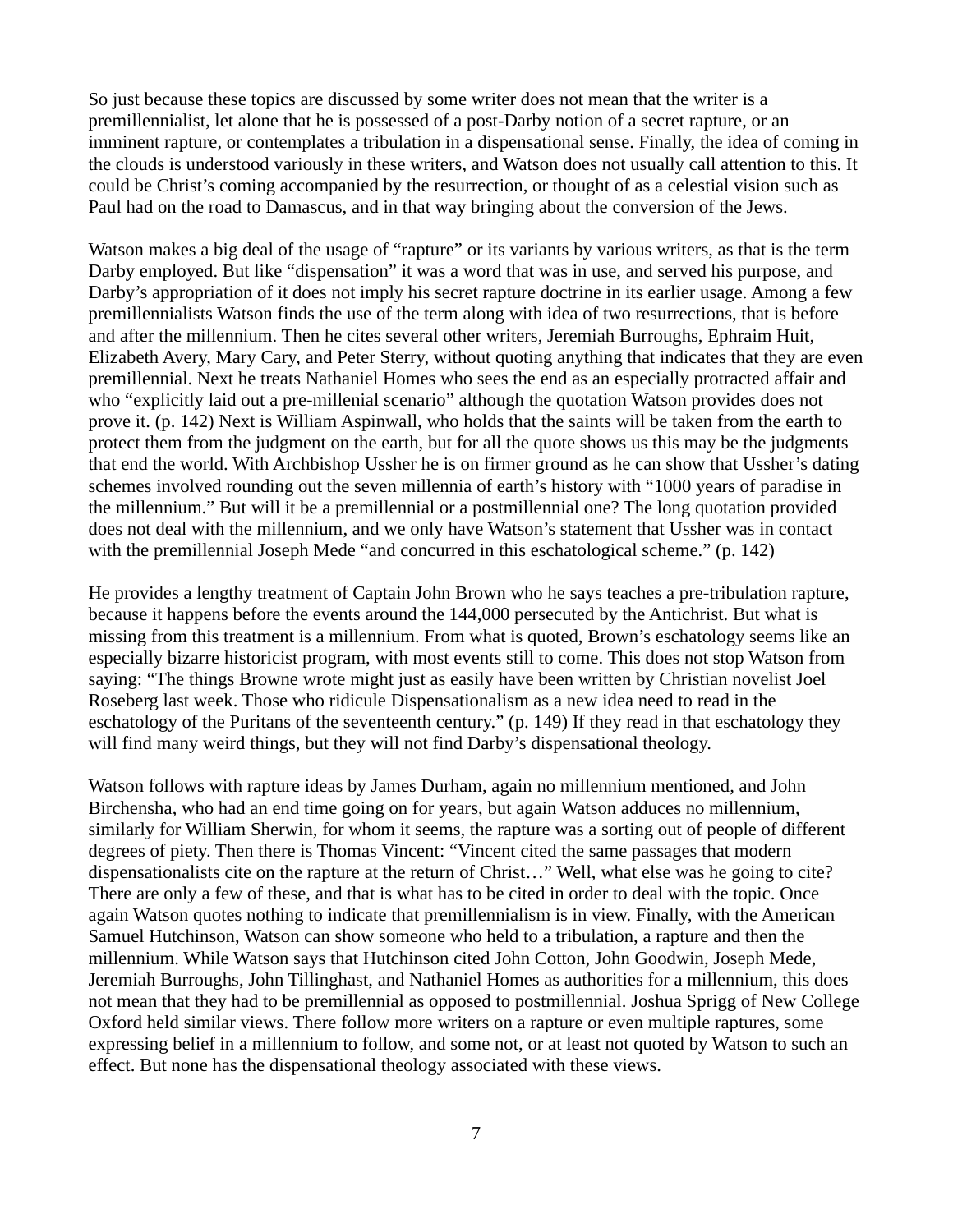So just because these topics are discussed by some writer does not mean that the writer is a premillennialist, let alone that he is possessed of a post-Darby notion of a secret rapture, or an imminent rapture, or contemplates a tribulation in a dispensational sense. Finally, the idea of coming in the clouds is understood variously in these writers, and Watson does not usually call attention to this. It could be Christ's coming accompanied by the resurrection, or thought of as a celestial vision such as Paul had on the road to Damascus, and in that way bringing about the conversion of the Jews.

Watson makes a big deal of the usage of "rapture" or its variants by various writers, as that is the term Darby employed. But like "dispensation" it was a word that was in use, and served his purpose, and Darby's appropriation of it does not imply his secret rapture doctrine in its earlier usage. Among a few premillennialists Watson finds the use of the term along with idea of two resurrections, that is before and after the millennium. Then he cites several other writers, Jeremiah Burroughs, Ephraim Huit, Elizabeth Avery, Mary Cary, and Peter Sterry, without quoting anything that indicates that they are even premillennial. Next he treats Nathaniel Homes who sees the end as an especially protracted affair and who "explicitly laid out a pre-millenial scenario" although the quotation Watson provides does not prove it. (p. 142) Next is William Aspinwall, who holds that the saints will be taken from the earth to protect them from the judgment on the earth, but for all the quote shows us this may be the judgments that end the world. With Archbishop Ussher he is on firmer ground as he can show that Ussher's dating schemes involved rounding out the seven millennia of earth's history with "1000 years of paradise in the millennium." But will it be a premillennial or a postmillennial one? The long quotation provided does not deal with the millennium, and we only have Watson's statement that Ussher was in contact with the premillennial Joseph Mede "and concurred in this eschatological scheme." (p. 142)

He provides a lengthy treatment of Captain John Brown who he says teaches a pre-tribulation rapture, because it happens before the events around the 144,000 persecuted by the Antichrist. But what is missing from this treatment is a millennium. From what is quoted, Brown's eschatology seems like an especially bizarre historicist program, with most events still to come. This does not stop Watson from saying: "The things Browne wrote might just as easily have been written by Christian novelist Joel Roseberg last week. Those who ridicule Dispensationalism as a new idea need to read in the eschatology of the Puritans of the seventeenth century." (p. 149) If they read in that eschatology they will find many weird things, but they will not find Darby's dispensational theology.

Watson follows with rapture ideas by James Durham, again no millennium mentioned, and John Birchensha, who had an end time going on for years, but again Watson adduces no millennium, similarly for William Sherwin, for whom it seems, the rapture was a sorting out of people of different degrees of piety. Then there is Thomas Vincent: "Vincent cited the same passages that modern dispensationalists cite on the rapture at the return of Christ…" Well, what else was he going to cite? There are only a few of these, and that is what has to be cited in order to deal with the topic. Once again Watson quotes nothing to indicate that premillennialism is in view. Finally, with the American Samuel Hutchinson, Watson can show someone who held to a tribulation, a rapture and then the millennium. While Watson says that Hutchinson cited John Cotton, John Goodwin, Joseph Mede, Jeremiah Burroughs, John Tillinghast, and Nathaniel Homes as authorities for a millennium, this does not mean that they had to be premillennial as opposed to postmillennial. Joshua Sprigg of New College Oxford held similar views. There follow more writers on a rapture or even multiple raptures, some expressing belief in a millennium to follow, and some not, or at least not quoted by Watson to such an effect. But none has the dispensational theology associated with these views.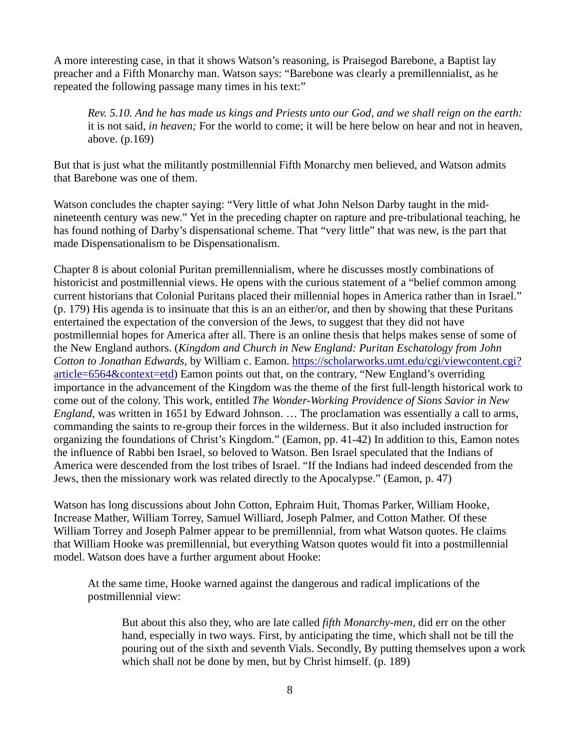A more interesting case, in that it shows Watson's reasoning, is Praisegod Barebone, a Baptist lay preacher and a Fifth Monarchy man. Watson says: "Barebone was clearly a premillennialist, as he repeated the following passage many times in his text:"

> *Rev. 5.10. And he has made us kings and Priests unto our God, and we shall reign on the earth:* it is not said, *in heaven;* For the world to come; it will be here below on hear and not in heaven, above. (p.169)

But that is just what the militantly postmillennial Fifth Monarchy men believed, and Watson admits that Barebone was one of them.

Watson concludes the chapter saying: "Very little of what John Nelson Darby taught in the mid-nineteenth century was new." Yet in the preceding chapter on rapture and pre-tribulational teaching, he has found nothing of Darby's dispensational scheme. That "very little" that was new, is the part that made Dispensationalism to be Dispensationalism.

Chapter 8 is about colonial Puritan premillennialism, where he discusses mostly combinations of historicist and postmillennial views. He opens with the curious statement of a "belief common among current historians that Colonial Puritans placed their millennial hopes in America rather than in Israel." (p. 179) His agenda is to insinuate that this is an an either/or, and then by showing that these Puritans entertained the expectation of the conversion of the Jews, to suggest that they did not have postmillennial hopes for America after all. There is an online thesis that helps makes sense of some of the New England authors. (*Kingdom and Church in New England: Puritan Eschatology from John Cotton to Jonathan Edwards*, by William c. Eamon. [https://scholarworks.umt.edu/cgi/viewcontent.cgi?article=6564&context=etd](https://scholarworks.umt.edu/cgi/viewcontent.cgi?article=6564&context=etd)) Eamon points out that, on the contrary, "New England's overriding importance in the advancement of the Kingdom was the theme of the first full-length historical work to come out of the colony. This work, entitled *The Wonder-Working Providence of Sions Savior in New England*, was written in 1651 by Edward Johnson. … The proclamation was essentially a call to arms, commanding the saints to re-group their forces in the wilderness. But it also included instruction for organizing the foundations of Christ's Kingdom." (Eamon, pp. 41-42) In addition to this, Eamon notes the influence of Rabbi ben Israel, so beloved to Watson. Ben Israel speculated that the Indians of America were descended from the lost tribes of Israel. "If the Indians had indeed descended from the Jews, then the missionary work was related directly to the Apocalypse." (Eamon, p. 47)

Watson has long discussions about John Cotton, Ephraim Huit, Thomas Parker, William Hooke, Increase Mather, William Torrey, Samuel Williard, Joseph Palmer, and Cotton Mather. Of these William Torrey and Joseph Palmer appear to be premillennial, from what Watson quotes. He claims that William Hooke was premillennial, but everything Watson quotes would fit into a postmillennial model. Watson does have a further argument about Hooke:

> At the same time, Hooke warned against the dangerous and radical implications of the postmillennial view:
>
>> But about this also they, who are late called *fifth Monarchy-men*, did err on the other hand, especially in two ways. First, by anticipating the time, which shall not be till the pouring out of the sixth and seventh Vials. Secondly, By putting themselves upon a work which shall not be done by men, but by Christ himself. (p. 189)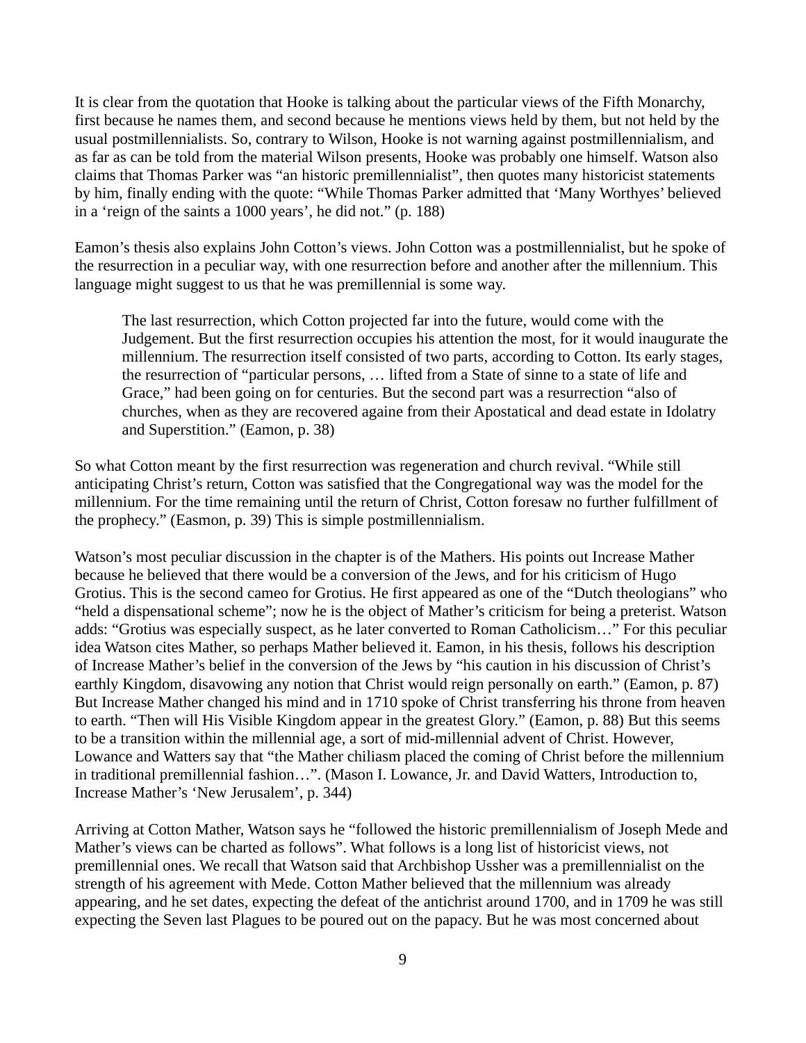It is clear from the quotation that Hooke is talking about the particular views of the Fifth Monarchy, first because he names them, and second because he mentions views held by them, but not held by the usual postmillennialists. So, contrary to Wilson, Hooke is not warning against postmillennialism, and as far as can be told from the material Wilson presents, Hooke was probably one himself. Watson also claims that Thomas Parker was "an historic premillennialist", then quotes many historicist statements by him, finally ending with the quote: "While Thomas Parker admitted that 'Many Worthyes' believed in a 'reign of the saints a 1000 years', he did not." (p. 188)

Eamon's thesis also explains John Cotton's views. John Cotton was a postmillennialist, but he spoke of the resurrection in a peculiar way, with one resurrection before and another after the millennium. This language might suggest to us that he was premillennial is some way.

> The last resurrection, which Cotton projected far into the future, would come with the Judgement. But the first resurrection occupies his attention the most, for it would inaugurate the millennium. The resurrection itself consisted of two parts, according to Cotton. Its early stages, the resurrection of "particular persons, … lifted from a State of sinne to a state of life and Grace," had been going on for centuries. But the second part was a resurrection "also of churches, when as they are recovered againe from their Apostatical and dead estate in Idolatry and Superstition." (Eamon, p. 38)

So what Cotton meant by the first resurrection was regeneration and church revival. "While still anticipating Christ's return, Cotton was satisfied that the Congregational way was the model for the millennium. For the time remaining until the return of Christ, Cotton foresaw no further fulfillment of the prophecy." (Easmon, p. 39) This is simple postmillennialism.

Watson's most peculiar discussion in the chapter is of the Mathers. His points out Increase Mather because he believed that there would be a conversion of the Jews, and for his criticism of Hugo Grotius. This is the second cameo for Grotius. He first appeared as one of the "Dutch theologians" who "held a dispensational scheme"; now he is the object of Mather's criticism for being a preterist. Watson adds: "Grotius was especially suspect, as he later converted to Roman Catholicism…" For this peculiar idea Watson cites Mather, so perhaps Mather believed it. Eamon, in his thesis, follows his description of Increase Mather's belief in the conversion of the Jews by "his caution in his discussion of Christ's earthly Kingdom, disavowing any notion that Christ would reign personally on earth." (Eamon, p. 87) But Increase Mather changed his mind and in 1710 spoke of Christ transferring his throne from heaven to earth. "Then will His Visible Kingdom appear in the greatest Glory." (Eamon, p. 88) But this seems to be a transition within the millennial age, a sort of mid-millennial advent of Christ. However, Lowance and Watters say that "the Mather chiliasm placed the coming of Christ before the millennium in traditional premillennial fashion…". (Mason I. Lowance, Jr. and David Watters, Introduction to, Increase Mather's 'New Jerusalem', p. 344)

Arriving at Cotton Mather, Watson says he "followed the historic premillennialism of Joseph Mede and Mather's views can be charted as follows". What follows is a long list of historicist views, not premillennial ones. We recall that Watson said that Archbishop Ussher was a premillennialist on the strength of his agreement with Mede. Cotton Mather believed that the millennium was already appearing, and he set dates, expecting the defeat of the antichrist around 1700, and in 1709 he was still expecting the Seven last Plagues to be poured out on the papacy. But he was most concerned about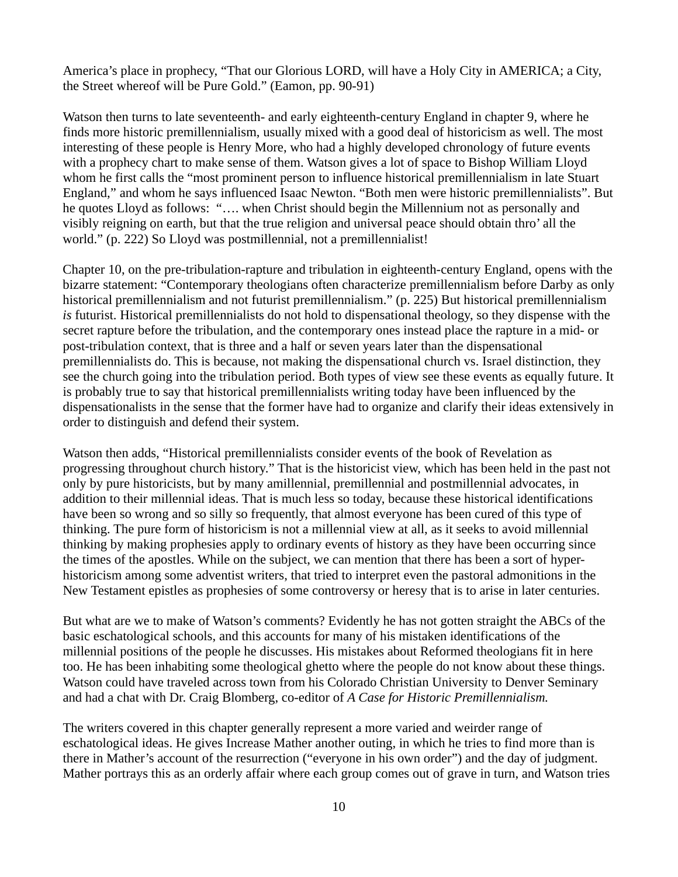America's place in prophecy, "That our Glorious LORD, will have a Holy City in AMERICA; a City, the Street whereof will be Pure Gold." (Eamon, pp. 90-91)

Watson then turns to late seventeenth- and early eighteenth-century England in chapter 9, where he finds more historic premillennialism, usually mixed with a good deal of historicism as well. The most interesting of these people is Henry More, who had a highly developed chronology of future events with a prophecy chart to make sense of them. Watson gives a lot of space to Bishop William Lloyd whom he first calls the "most prominent person to influence historical premillennialism in late Stuart England," and whom he says influenced Isaac Newton. "Both men were historic premillennialists". But he quotes Lloyd as follows: "…. when Christ should begin the Millennium not as personally and visibly reigning on earth, but that the true religion and universal peace should obtain thro' all the world." (p. 222) So Lloyd was postmillennial, not a premillennialist!

Chapter 10, on the pre-tribulation-rapture and tribulation in eighteenth-century England, opens with the bizarre statement: "Contemporary theologians often characterize premillennialism before Darby as only historical premillennialism and not futurist premillennialism." (p. 225) But historical premillennialism *is* futurist. Historical premillennialists do not hold to dispensational theology, so they dispense with the secret rapture before the tribulation, and the contemporary ones instead place the rapture in a mid- or post-tribulation context, that is three and a half or seven years later than the dispensational premillennialists do. This is because, not making the dispensational church vs. Israel distinction, they see the church going into the tribulation period. Both types of view see these events as equally future. It is probably true to say that historical premillennialists writing today have been influenced by the dispensationalists in the sense that the former have had to organize and clarify their ideas extensively in order to distinguish and defend their system.

Watson then adds, "Historical premillennialists consider events of the book of Revelation as progressing throughout church history." That is the historicist view, which has been held in the past not only by pure historicists, but by many amillennial, premillennial and postmillennial advocates, in addition to their millennial ideas. That is much less so today, because these historical identifications have been so wrong and so silly so frequently, that almost everyone has been cured of this type of thinking. The pure form of historicism is not a millennial view at all, as it seeks to avoid millennial thinking by making prophesies apply to ordinary events of history as they have been occurring since the times of the apostles. While on the subject, we can mention that there has been a sort of hyper-historicism among some adventist writers, that tried to interpret even the pastoral admonitions in the New Testament epistles as prophesies of some controversy or heresy that is to arise in later centuries.

But what are we to make of Watson's comments? Evidently he has not gotten straight the ABCs of the basic eschatological schools, and this accounts for many of his mistaken identifications of the millennial positions of the people he discusses. His mistakes about Reformed theologians fit in here too. He has been inhabiting some theological ghetto where the people do not know about these things. Watson could have traveled across town from his Colorado Christian University to Denver Seminary and had a chat with Dr. Craig Blomberg, co-editor of *A Case for Historic Premillennialism.*

The writers covered in this chapter generally represent a more varied and weirder range of eschatological ideas. He gives Increase Mather another outing, in which he tries to find more than is there in Mather's account of the resurrection ("everyone in his own order") and the day of judgment. Mather portrays this as an orderly affair where each group comes out of grave in turn, and Watson tries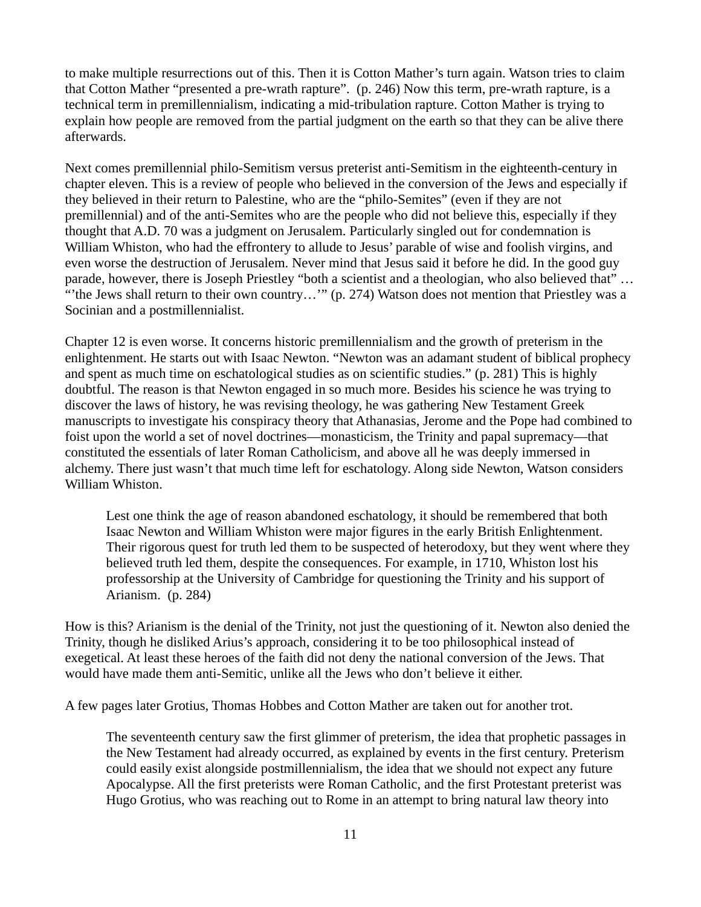to make multiple resurrections out of this. Then it is Cotton Mather's turn again. Watson tries to claim that Cotton Mather "presented a pre-wrath rapture". (p. 246) Now this term, pre-wrath rapture, is a technical term in premillennialism, indicating a mid-tribulation rapture. Cotton Mather is trying to explain how people are removed from the partial judgment on the earth so that they can be alive there afterwards.

Next comes premillennial philo-Semitism versus preterist anti-Semitism in the eighteenth-century in chapter eleven. This is a review of people who believed in the conversion of the Jews and especially if they believed in their return to Palestine, who are the "philo-Semites" (even if they are not premillennial) and of the anti-Semites who are the people who did not believe this, especially if they thought that A.D. 70 was a judgment on Jerusalem. Particularly singled out for condemnation is William Whiston, who had the effrontery to allude to Jesus' parable of wise and foolish virgins, and even worse the destruction of Jerusalem. Never mind that Jesus said it before he did. In the good guy parade, however, there is Joseph Priestley "both a scientist and a theologian, who also believed that" … "'the Jews shall return to their own country…'" (p. 274) Watson does not mention that Priestley was a Socinian and a postmillennialist.

Chapter 12 is even worse. It concerns historic premillennialism and the growth of preterism in the enlightenment. He starts out with Isaac Newton. "Newton was an adamant student of biblical prophecy and spent as much time on eschatological studies as on scientific studies." (p. 281) This is highly doubtful. The reason is that Newton engaged in so much more. Besides his science he was trying to discover the laws of history, he was revising theology, he was gathering New Testament Greek manuscripts to investigate his conspiracy theory that Athanasias, Jerome and the Pope had combined to foist upon the world a set of novel doctrines—monasticism, the Trinity and papal supremacy—that constituted the essentials of later Roman Catholicism, and above all he was deeply immersed in alchemy. There just wasn't that much time left for eschatology. Along side Newton, Watson considers William Whiston.

> Lest one think the age of reason abandoned eschatology, it should be remembered that both Isaac Newton and William Whiston were major figures in the early British Enlightenment. Their rigorous quest for truth led them to be suspected of heterodoxy, but they went where they believed truth led them, despite the consequences. For example, in 1710, Whiston lost his professorship at the University of Cambridge for questioning the Trinity and his support of Arianism. (p. 284)

How is this? Arianism is the denial of the Trinity, not just the questioning of it. Newton also denied the Trinity, though he disliked Arius's approach, considering it to be too philosophical instead of exegetical. At least these heroes of the faith did not deny the national conversion of the Jews. That would have made them anti-Semitic, unlike all the Jews who don't believe it either.

A few pages later Grotius, Thomas Hobbes and Cotton Mather are taken out for another trot.

> The seventeenth century saw the first glimmer of preterism, the idea that prophetic passages in the New Testament had already occurred, as explained by events in the first century. Preterism could easily exist alongside postmillennialism, the idea that we should not expect any future Apocalypse. All the first preterists were Roman Catholic, and the first Protestant preterist was Hugo Grotius, who was reaching out to Rome in an attempt to bring natural law theory into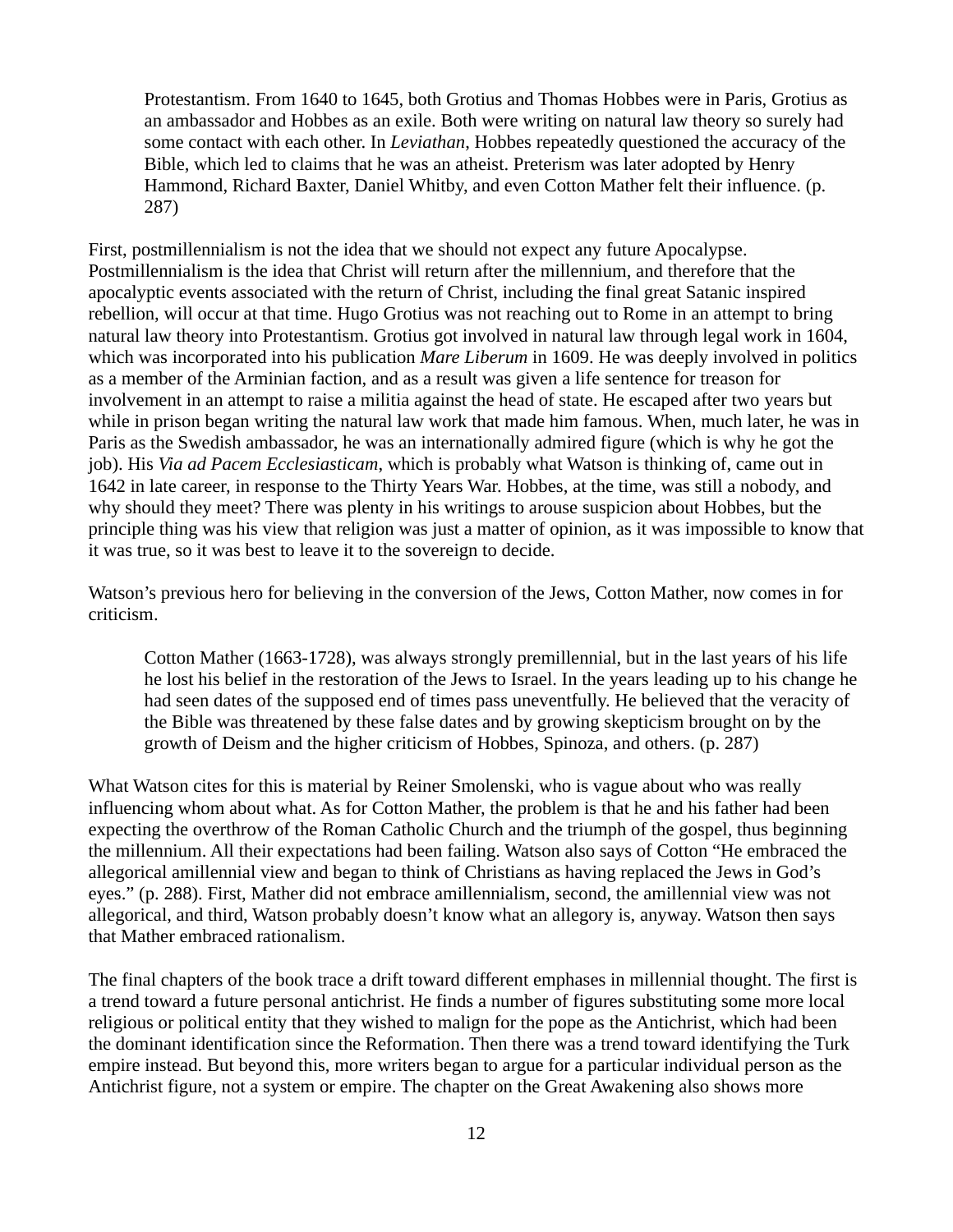> Protestantism. From 1640 to 1645, both Grotius and Thomas Hobbes were in Paris, Grotius as an ambassador and Hobbes as an exile. Both were writing on natural law theory so surely had some contact with each other. In *Leviathan*, Hobbes repeatedly questioned the accuracy of the Bible, which led to claims that he was an atheist. Preterism was later adopted by Henry Hammond, Richard Baxter, Daniel Whitby, and even Cotton Mather felt their influence. (p. 287)

First, postmillennialism is not the idea that we should not expect any future Apocalypse. Postmillennialism is the idea that Christ will return after the millennium, and therefore that the apocalyptic events associated with the return of Christ, including the final great Satanic inspired rebellion, will occur at that time. Hugo Grotius was not reaching out to Rome in an attempt to bring natural law theory into Protestantism. Grotius got involved in natural law through legal work in 1604, which was incorporated into his publication *Mare Liberum* in 1609. He was deeply involved in politics as a member of the Arminian faction, and as a result was given a life sentence for treason for involvement in an attempt to raise a militia against the head of state. He escaped after two years but while in prison began writing the natural law work that made him famous. When, much later, he was in Paris as the Swedish ambassador, he was an internationally admired figure (which is why he got the job). His *Via ad Pacem Ecclesiasticam*, which is probably what Watson is thinking of, came out in 1642 in late career, in response to the Thirty Years War. Hobbes, at the time, was still a nobody, and why should they meet? There was plenty in his writings to arouse suspicion about Hobbes, but the principle thing was his view that religion was just a matter of opinion, as it was impossible to know that it was true, so it was best to leave it to the sovereign to decide.

Watson's previous hero for believing in the conversion of the Jews, Cotton Mather, now comes in for criticism.

> Cotton Mather (1663-1728), was always strongly premillennial, but in the last years of his life he lost his belief in the restoration of the Jews to Israel. In the years leading up to his change he had seen dates of the supposed end of times pass uneventfully. He believed that the veracity of the Bible was threatened by these false dates and by growing skepticism brought on by the growth of Deism and the higher criticism of Hobbes, Spinoza, and others. (p. 287)

What Watson cites for this is material by Reiner Smolenski, who is vague about who was really influencing whom about what. As for Cotton Mather, the problem is that he and his father had been expecting the overthrow of the Roman Catholic Church and the triumph of the gospel, thus beginning the millennium. All their expectations had been failing. Watson also says of Cotton "He embraced the allegorical amillennial view and began to think of Christians as having replaced the Jews in God's eyes." (p. 288). First, Mather did not embrace amillennialism, second, the amillennial view was not allegorical, and third, Watson probably doesn't know what an allegory is, anyway. Watson then says that Mather embraced rationalism.

The final chapters of the book trace a drift toward different emphases in millennial thought. The first is a trend toward a future personal antichrist. He finds a number of figures substituting some more local religious or political entity that they wished to malign for the pope as the Antichrist, which had been the dominant identification since the Reformation. Then there was a trend toward identifying the Turk empire instead. But beyond this, more writers began to argue for a particular individual person as the Antichrist figure, not a system or empire. The chapter on the Great Awakening also shows more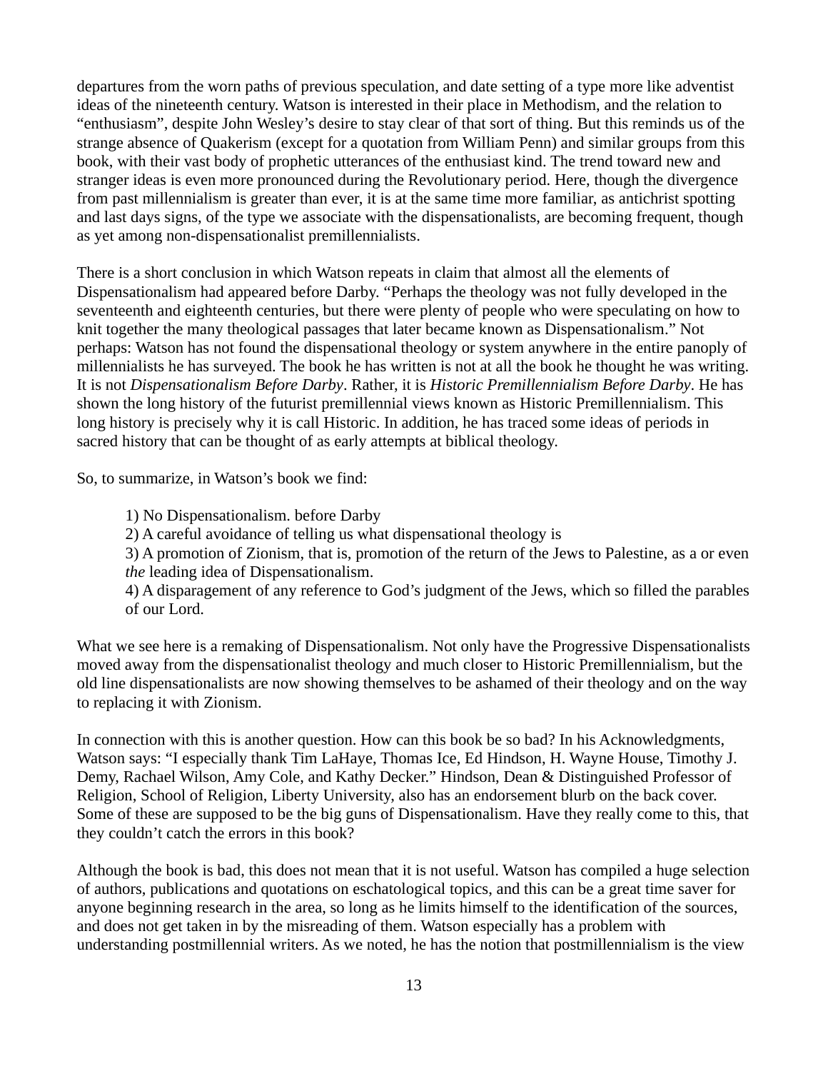departures from the worn paths of previous speculation, and date setting of a type more like adventist ideas of the nineteenth century. Watson is interested in their place in Methodism, and the relation to "enthusiasm", despite John Wesley's desire to stay clear of that sort of thing. But this reminds us of the strange absence of Quakerism (except for a quotation from William Penn) and similar groups from this book, with their vast body of prophetic utterances of the enthusiast kind. The trend toward new and stranger ideas is even more pronounced during the Revolutionary period. Here, though the divergence from past millennialism is greater than ever, it is at the same time more familiar, as antichrist spotting and last days signs, of the type we associate with the dispensationalists, are becoming frequent, though as yet among non-dispensationalist premillennialists.

There is a short conclusion in which Watson repeats in claim that almost all the elements of Dispensationalism had appeared before Darby. "Perhaps the theology was not fully developed in the seventeenth and eighteenth centuries, but there were plenty of people who were speculating on how to knit together the many theological passages that later became known as Dispensationalism." Not perhaps: Watson has not found the dispensational theology or system anywhere in the entire panoply of millennialists he has surveyed. The book he has written is not at all the book he thought he was writing. It is not *Dispensationalism Before Darby*. Rather, it is *Historic Premillennialism Before Darby*. He has shown the long history of the futurist premillennial views known as Historic Premillennialism. This long history is precisely why it is call Historic. In addition, he has traced some ideas of periods in sacred history that can be thought of as early attempts at biblical theology.

So, to summarize, in Watson's book we find:

> 1) No Dispensationalism. before Darby
> 2) A careful avoidance of telling us what dispensational theology is
> 3) A promotion of Zionism, that is, promotion of the return of the Jews to Palestine, as a or even *the* leading idea of Dispensationalism.
> 4) A disparagement of any reference to God's judgment of the Jews, which so filled the parables of our Lord.

What we see here is a remaking of Dispensationalism. Not only have the Progressive Dispensationalists moved away from the dispensationalist theology and much closer to Historic Premillennialism, but the old line dispensationalists are now showing themselves to be ashamed of their theology and on the way to replacing it with Zionism.

In connection with this is another question. How can this book be so bad? In his Acknowledgments, Watson says: "I especially thank Tim LaHaye, Thomas Ice, Ed Hindson, H. Wayne House, Timothy J. Demy, Rachael Wilson, Amy Cole, and Kathy Decker." Hindson, Dean & Distinguished Professor of Religion, School of Religion, Liberty University, also has an endorsement blurb on the back cover. Some of these are supposed to be the big guns of Dispensationalism. Have they really come to this, that they couldn't catch the errors in this book?

Although the book is bad, this does not mean that it is not useful. Watson has compiled a huge selection of authors, publications and quotations on eschatological topics, and this can be a great time saver for anyone beginning research in the area, so long as he limits himself to the identification of the sources, and does not get taken in by the misreading of them. Watson especially has a problem with understanding postmillennial writers. As we noted, he has the notion that postmillennialism is the view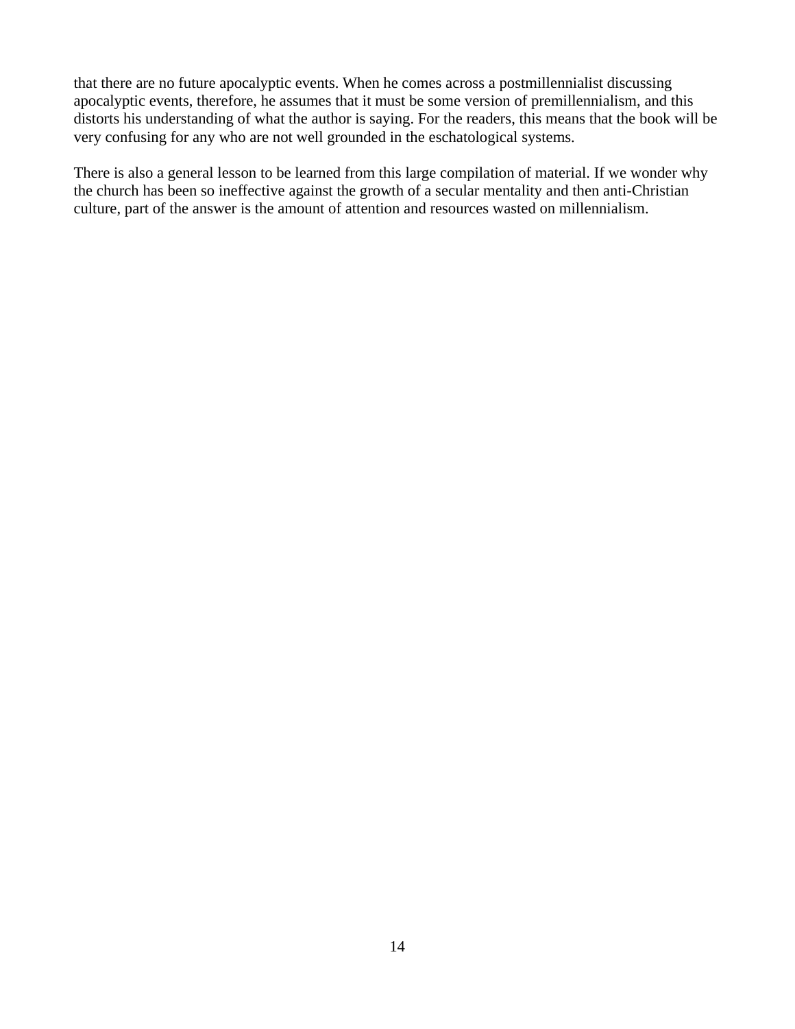that there are no future apocalyptic events. When he comes across a postmillennialist discussing apocalyptic events, therefore, he assumes that it must be some version of premillennialism, and this distorts his understanding of what the author is saying. For the readers, this means that the book will be very confusing for any who are not well grounded in the eschatological systems.

There is also a general lesson to be learned from this large compilation of material. If we wonder why the church has been so ineffective against the growth of a secular mentality and then anti-Christian culture, part of the answer is the amount of attention and resources wasted on millennialism.